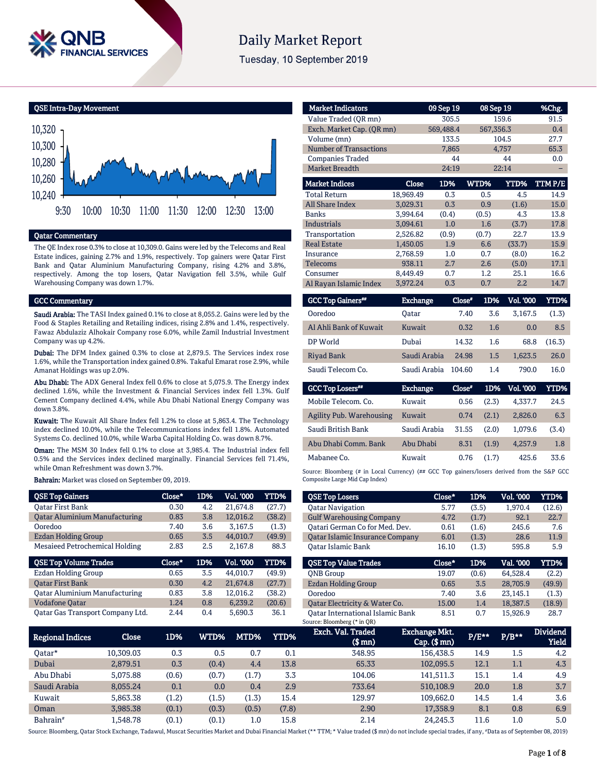# Daily Market Report

Tuesday, 10 September 2019

## QSE Intra-Day Movement

## Qatar Commentary

The QE Index rose 0.3% to close at 10,309.0. Gains were led by the Telecoms and Real Estate indices, gaining 2.7% and 1.9%, respectively. Top gainers were Qatar First Bank and Qatar Aluminium Manufacturing Company, rising 4.2% and 3.8%, respectively. Among the top losers, Qatar Navigation fell 3.5%, while Gulf Warehousing Company was down 1.7%.

## GCC Commentary

**Saudi Arabia:** The TASI Index gained 0.1% to close at 8,055.2. Gains were led by the Food & Staples Retailing and Retailing indices, rising 2.8% and 1.4%, respectively. Fawaz Abdulaziz Alhokair Company rose 6.0%, while Zamil Industrial Investment Company was up 4.2%.

**Dubai:** The DFM Index gained 0.3% to close at 2,879.5. The Services index rose 1.6%, while the Transportation index gained 0.8%. Takaful Emarat rose 2.9%, while Amanat Holdings was up 2.0%.

**Abu Dhabi:** The ADX General Index fell 0.6% to close at 5,075.9. The Energy index declined 1.6%, while the Investment & Financial Services index fell 1.3%. Gulf Cement Company declined 4.4%, while Abu Dhabi National Energy Company was down 3.8%.

**Kuwait:** The Kuwait All Share Index fell 1.2% to close at 5,863.4. The Technology index declined 10.0%, while the Telecommunications index fell 1.8%. Automated Systems Co. declined 10.0%, while Warba Capital Holding Co. was down 8.7%.

**Oman:** The MSM 30 Index fell 0.1% to close at 3,985.4. The Industrial index fell 0.5% and the Services index declined marginally. Financial Services fell 71.4%, while Oman Refreshment was down 3.7%.

**Bahrain:** Market was closed on September 09, 2019.

| Market Indicators | 09 Sep 19 | 08 Sep 19 | %Chg. |
|---|---|---|---|
| Value Traded (QR mn) | 305.5 | 159.6 | 91.5 |
| Exch. Market Cap. (QR mn) | 569,488.4 | 567,356.3 | 0.4 |
| Volume (mn) | 133.5 | 104.5 | 27.7 |
| Number of Transactions | 7,865 | 4,757 | 65.3 |
| Companies Traded | 44 | 44 | 0.0 |
| Market Breadth | 24:19 | 22:14 | – |

| Market Indices | Close | 1D% | WTD% | YTD% | TTM P/E |
|---|---|---|---|---|---|
| Total Return | 18,969.49 | 0.3 | 0.5 | 4.5 | 14.9 |
| All Share Index | 3,029.31 | 0.3 | 0.9 | (1.6) | 15.0 |
| Banks | 3,994.64 | (0.4) | (0.5) | 4.3 | 13.8 |
| Industrials | 3,094.61 | 1.0 | 1.6 | (3.7) | 17.8 |
| Transportation | 2,526.82 | (0.9) | (0.7) | 22.7 | 13.9 |
| Real Estate | 1,450.05 | 1.9 | 6.6 | (33.7) | 15.9 |
| Insurance | 2,768.59 | 1.0 | 0.7 | (8.0) | 16.2 |
| Telecoms | 938.11 | 2.7 | 2.6 | (5.0) | 17.1 |
| Consumer | 8,449.49 | 0.7 | 1.2 | 25.1 | 16.6 |
| Al Rayan Islamic Index | 3,972.24 | 0.3 | 0.7 | 2.2 | 14.7 |

| GCC Top Gainers## | Exchange | Close# | 1D% | Vol. '000 | YTD% |
|---|---|---|---|---|---|
| Ooredoo | Qatar | 7.40 | 3.6 | 3,167.5 | (1.3) |
| Al Ahli Bank of Kuwait | Kuwait | 0.32 | 1.6 | 0.0 | 8.5 |
| DP World | Dubai | 14.32 | 1.6 | 68.8 | (16.3) |
| Riyad Bank | Saudi Arabia | 24.98 | 1.5 | 1,623.5 | 26.0 |
| Saudi Telecom Co. | Saudi Arabia | 104.60 | 1.4 | 790.0 | 16.0 |

| GCC Top Losers## | Exchange | Close# | 1D% | Vol. '000 | YTD% |
|---|---|---|---|---|---|
| Mobile Telecom. Co. | Kuwait | 0.56 | (2.3) | 4,337.7 | 24.5 |
| Agility Pub. Warehousing | Kuwait | 0.74 | (2.1) | 2,826.0 | 6.3 |
| Saudi British Bank | Saudi Arabia | 31.55 | (2.0) | 1,079.6 | (3.4) |
| Abu Dhabi Comm. Bank | Abu Dhabi | 8.31 | (1.9) | 4,257.9 | 1.8 |
| Mabanee Co. | Kuwait | 0.76 | (1.7) | 425.6 | 33.6 |

Source: Bloomberg (# in Local Currency) (## GCC Top gainers/losers derived from the S&P GCC Composite Large Mid Cap Index)

| QSE Top Gainers | Close* | 1D% | Vol. '000 | YTD% |
|---|---|---|---|---|
| Qatar First Bank | 0.30 | 4.2 | 21,674.8 | (27.7) |
| Qatar Aluminium Manufacturing | 0.83 | 3.8 | 12,016.2 | (38.2) |
| Ooredoo | 7.40 | 3.6 | 3,167.5 | (1.3) |
| Ezdan Holding Group | 0.65 | 3.5 | 44,010.7 | (49.9) |
| Mesaieed Petrochemical Holding | 2.83 | 2.5 | 2,167.8 | 88.3 |

| QSE Top Volume Trades | Close* | 1D% | Vol. '000 | YTD% |
|---|---|---|---|---|
| Ezdan Holding Group | 0.65 | 3.5 | 44,010.7 | (49.9) |
| Qatar First Bank | 0.30 | 4.2 | 21,674.8 | (27.7) |
| Qatar Aluminium Manufacturing | 0.83 | 3.8 | 12,016.2 | (38.2) |
| Vodafone Qatar | 1.24 | 0.8 | 6,239.2 | (20.6) |
| Qatar Gas Transport Company Ltd. | 2.44 | 0.4 | 5,690.3 | 36.1 |

| QSE Top Losers | Close* | 1D% | Vol. '000 | YTD% |
|---|---|---|---|---|
| Qatar Navigation | 5.77 | (3.5) | 1,970.4 | (12.6) |
| Gulf Warehousing Company | 4.72 | (1.7) | 92.1 | 22.7 |
| Qatari German Co for Med. Dev. | 0.61 | (1.6) | 245.6 | 7.6 |
| Qatar Islamic Insurance Company | 6.01 | (1.3) | 28.6 | 11.9 |
| Qatar Islamic Bank | 16.10 | (1.3) | 595.8 | 5.9 |

| QSE Top Value Trades | Close* | 1D% | Val. '000 | YTD% |
|---|---|---|---|---|
| QNB Group | 19.07 | (0.6) | 64,528.4 | (2.2) |
| Ezdan Holding Group | 0.65 | 3.5 | 28,705.9 | (49.9) |
| Ooredoo | 7.40 | 3.6 | 23,145.1 | (1.3) |
| Qatar Electricity & Water Co. | 15.00 | 1.4 | 18,387.5 | (18.9) |
| Qatar International Islamic Bank | 8.51 | 0.7 | 15,926.9 | 28.7 |

Source: Bloomberg (* in QR)

| Regional Indices | Close | 1D% | WTD% | MTD% | YTD% | Exch. Val. Traded ($ mn) | Exchange Mkt. Cap. ($ mn) | P/E** | P/B** | Dividend Yield |
|---|---|---|---|---|---|---|---|---|---|---|
| Qatar* | 10,309.03 | 0.3 | 0.5 | 0.7 | 0.1 | 348.95 | 156,438.5 | 14.9 | 1.5 | 4.2 |
| Dubai | 2,879.51 | 0.3 | (0.4) | 4.4 | 13.8 | 65.33 | 102,095.5 | 12.1 | 1.1 | 4.3 |
| Abu Dhabi | 5,075.88 | (0.6) | (0.7) | (1.7) | 3.3 | 104.06 | 141,511.3 | 15.1 | 1.4 | 4.9 |
| Saudi Arabia | 8,055.24 | 0.1 | 0.0 | 0.4 | 2.9 | 733.64 | 510,108.9 | 20.0 | 1.8 | 3.7 |
| Kuwait | 5,863.38 | (1.2) | (1.5) | (1.3) | 15.4 | 129.97 | 109,662.0 | 14.5 | 1.4 | 3.6 |
| Oman | 3,985.38 | (0.1) | (0.3) | (0.5) | (7.8) | 2.90 | 17,358.9 | 8.1 | 0.8 | 6.9 |
| Bahrain# | 1,548.78 | (0.1) | (0.1) | 1.0 | 15.8 | 2.14 | 24,245.3 | 11.6 | 1.0 | 5.0 |

Source: Bloomberg, Qatar Stock Exchange, Tadawul, Muscat Securities Market and Dubai Financial Market (** TTM; * Value traded ($ mn) do not include special trades, if any, #Data as of September 08, 2019)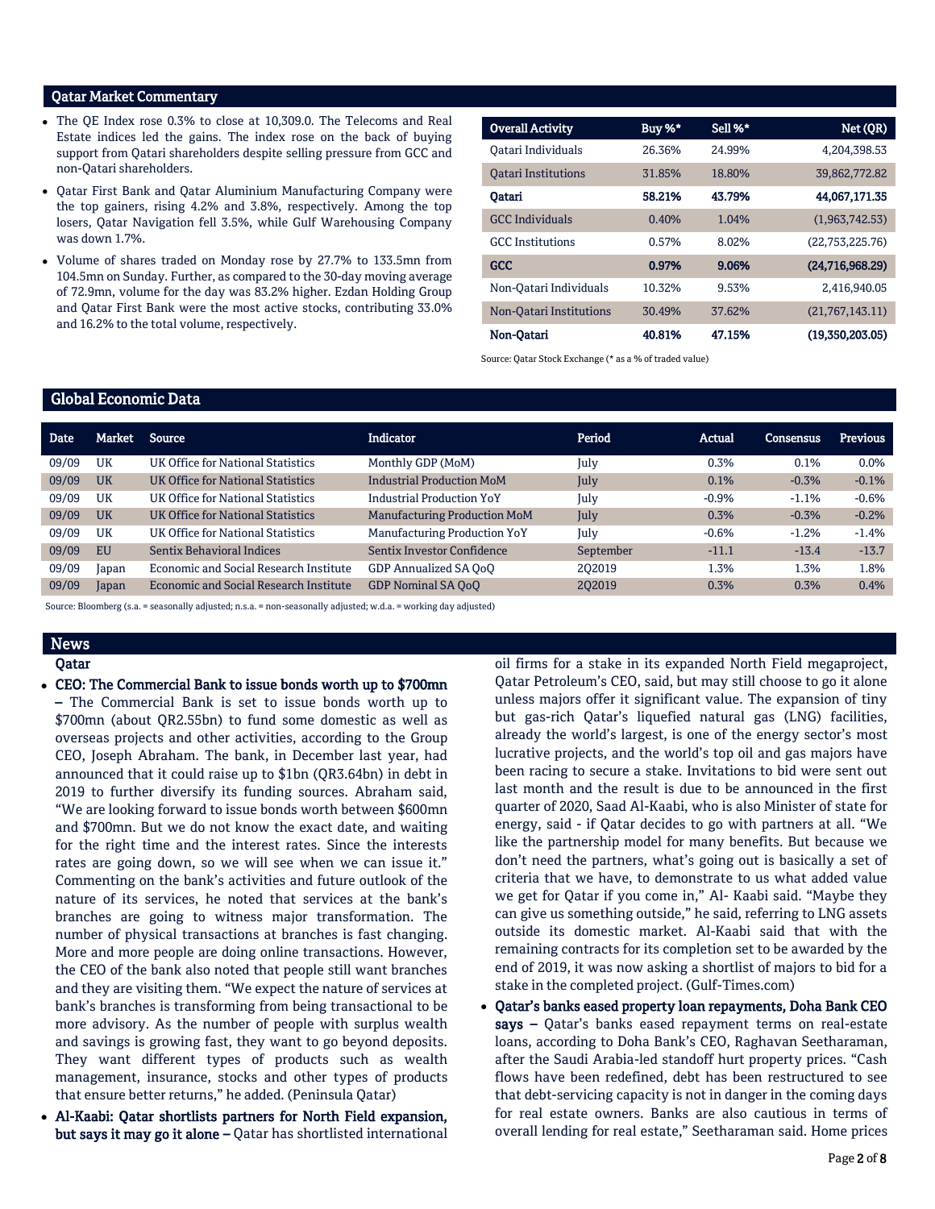## Qatar Market Commentary

- The QE Index rose 0.3% to close at 10,309.0. The Telecoms and Real Estate indices led the gains. The index rose on the back of buying support from Qatari shareholders despite selling pressure from GCC and non-Qatari shareholders.
- Qatar First Bank and Qatar Aluminium Manufacturing Company were the top gainers, rising 4.2% and 3.8%, respectively. Among the top losers, Qatar Navigation fell 3.5%, while Gulf Warehousing Company was down 1.7%.
- Volume of shares traded on Monday rose by 27.7% to 133.5mn from 104.5mn on Sunday. Further, as compared to the 30-day moving average of 72.9mn, volume for the day was 83.2% higher. Ezdan Holding Group and Qatar First Bank were the most active stocks, contributing 33.0% and 16.2% to the total volume, respectively.

| Overall Activity | Buy %* | Sell %* | Net (QR) |
|---|---|---|---|
| Qatari Individuals | 26.36% | 24.99% | 4,204,398.53 |
| Qatari Institutions | 31.85% | 18.80% | 39,862,772.82 |
| **Qatari** | **58.21%** | **43.79%** | **44,067,171.35** |
| GCC Individuals | 0.40% | 1.04% | (1,963,742.53) |
| GCC Institutions | 0.57% | 8.02% | (22,753,225.76) |
| **GCC** | **0.97%** | **9.06%** | **(24,716,968.29)** |
| Non-Qatari Individuals | 10.32% | 9.53% | 2,416,940.05 |
| Non-Qatari Institutions | 30.49% | 37.62% | (21,767,143.11) |
| **Non-Qatari** | **40.81%** | **47.15%** | **(19,350,203.05)** |

Source: Qatar Stock Exchange (* as a % of traded value)

## Global Economic Data

| Date | Market | Source | Indicator | Period | Actual | Consensus | Previous |
|---|---|---|---|---|---|---|---|
| 09/09 | UK | UK Office for National Statistics | Monthly GDP (MoM) | July | 0.3% | 0.1% | 0.0% |
| 09/09 | UK | UK Office for National Statistics | Industrial Production MoM | July | 0.1% | -0.3% | -0.1% |
| 09/09 | UK | UK Office for National Statistics | Industrial Production YoY | July | -0.9% | -1.1% | -0.6% |
| 09/09 | UK | UK Office for National Statistics | Manufacturing Production MoM | July | 0.3% | -0.3% | -0.2% |
| 09/09 | UK | UK Office for National Statistics | Manufacturing Production YoY | July | -0.6% | -1.2% | -1.4% |
| 09/09 | EU | Sentix Behavioral Indices | Sentix Investor Confidence | September | -11.1 | -13.4 | -13.7 |
| 09/09 | Japan | Economic and Social Research Institute | GDP Annualized SA QoQ | 2Q2019 | 1.3% | 1.3% | 1.8% |
| 09/09 | Japan | Economic and Social Research Institute | GDP Nominal SA QoQ | 2Q2019 | 0.3% | 0.3% | 0.4% |

Source: Bloomberg (s.a. = seasonally adjusted; n.s.a. = non-seasonally adjusted; w.d.a. = working day adjusted)

## News

### Qatar

- **CEO: The Commercial Bank to issue bonds worth up to $700mn –** The Commercial Bank is set to issue bonds worth up to $700mn (about QR2.55bn) to fund some domestic as well as overseas projects and other activities, according to the Group CEO, Joseph Abraham. The bank, in December last year, had announced that it could raise up to $1bn (QR3.64bn) in debt in 2019 to further diversify its funding sources. Abraham said, "We are looking forward to issue bonds worth between $600mn and $700mn. But we do not know the exact date, and waiting for the right time and the interest rates. Since the interests rates are going down, so we will see when we can issue it." Commenting on the bank's activities and future outlook of the nature of its services, he noted that services at the bank's branches are going to witness major transformation. The number of physical transactions at branches is fast changing. More and more people are doing online transactions. However, the CEO of the bank also noted that people still want branches and they are visiting them. "We expect the nature of services at bank's branches is transforming from being transactional to be more advisory. As the number of people with surplus wealth and savings is growing fast, they want to go beyond deposits. They want different types of products such as wealth management, insurance, stocks and other types of products that ensure better returns," he added. (Peninsula Qatar)
- **Al-Kaabi: Qatar shortlists partners for North Field expansion, but says it may go it alone –** Qatar has shortlisted international oil firms for a stake in its expanded North Field megaproject, Qatar Petroleum's CEO, said, but may still choose to go it alone unless majors offer it significant value. The expansion of tiny but gas-rich Qatar's liquefied natural gas (LNG) facilities, already the world's largest, is one of the energy sector's most lucrative projects, and the world's top oil and gas majors have been racing to secure a stake. Invitations to bid were sent out last month and the result is due to be announced in the first quarter of 2020, Saad Al-Kaabi, who is also Minister of state for energy, said - if Qatar decides to go with partners at all. "We like the partnership model for many benefits. But because we don't need the partners, what's going out is basically a set of criteria that we have, to demonstrate to us what added value we get for Qatar if you come in," Al- Kaabi said. "Maybe they can give us something outside," he said, referring to LNG assets outside its domestic market. Al-Kaabi said that with the remaining contracts for its completion set to be awarded by the end of 2019, it was now asking a shortlist of majors to bid for a stake in the completed project. (Gulf-Times.com)
- **Qatar's banks eased property loan repayments, Doha Bank CEO says –** Qatar's banks eased repayment terms on real-estate loans, according to Doha Bank's CEO, Raghavan Seetharaman, after the Saudi Arabia-led standoff hurt property prices. "Cash flows have been redefined, debt has been restructured to see that debt-servicing capacity is not in danger in the coming days for real estate owners. Banks are also cautious in terms of overall lending for real estate," Seetharaman said. Home prices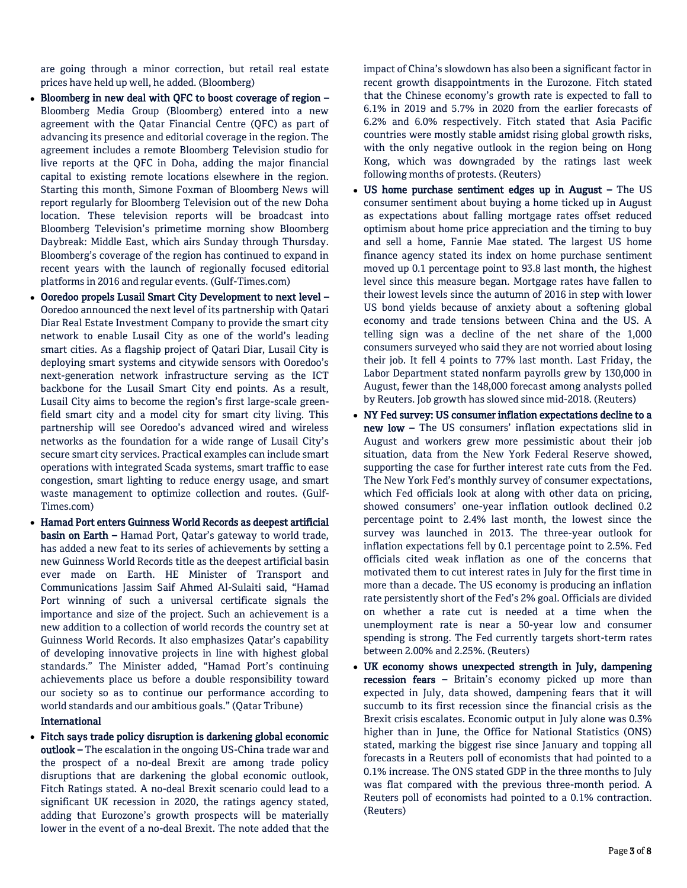are going through a minor correction, but retail real estate prices have held up well, he added. (Bloomberg)

- **Bloomberg in new deal with QFC to boost coverage of region –** Bloomberg Media Group (Bloomberg) entered into a new agreement with the Qatar Financial Centre (QFC) as part of advancing its presence and editorial coverage in the region. The agreement includes a remote Bloomberg Television studio for live reports at the QFC in Doha, adding the major financial capital to existing remote locations elsewhere in the region. Starting this month, Simone Foxman of Bloomberg News will report regularly for Bloomberg Television out of the new Doha location. These television reports will be broadcast into Bloomberg Television's primetime morning show Bloomberg Daybreak: Middle East, which airs Sunday through Thursday. Bloomberg's coverage of the region has continued to expand in recent years with the launch of regionally focused editorial platforms in 2016 and regular events. (Gulf-Times.com)
- **Ooredoo propels Lusail Smart City Development to next level –** Ooredoo announced the next level of its partnership with Qatari Diar Real Estate Investment Company to provide the smart city network to enable Lusail City as one of the world's leading smart cities. As a flagship project of Qatari Diar, Lusail City is deploying smart systems and citywide sensors with Ooredoo's next-generation network infrastructure serving as the ICT backbone for the Lusail Smart City end points. As a result, Lusail City aims to become the region's first large-scale green-field smart city and a model city for smart city living. This partnership will see Ooredoo's advanced wired and wireless networks as the foundation for a wide range of Lusail City's secure smart city services. Practical examples can include smart operations with integrated Scada systems, smart traffic to ease congestion, smart lighting to reduce energy usage, and smart waste management to optimize collection and routes. (Gulf-Times.com)
- **Hamad Port enters Guinness World Records as deepest artificial basin on Earth –** Hamad Port, Qatar's gateway to world trade, has added a new feat to its series of achievements by setting a new Guinness World Records title as the deepest artificial basin ever made on Earth. HE Minister of Transport and Communications Jassim Saif Ahmed Al-Sulaiti said, "Hamad Port winning of such a universal certificate signals the importance and size of the project. Such an achievement is a new addition to a collection of world records the country set at Guinness World Records. It also emphasizes Qatar's capability of developing innovative projects in line with highest global standards." The Minister added, "Hamad Port's continuing achievements place us before a double responsibility toward our society so as to continue our performance according to world standards and our ambitious goals." (Qatar Tribune)

**International**

- **Fitch says trade policy disruption is darkening global economic outlook –** The escalation in the ongoing US-China trade war and the prospect of a no-deal Brexit are among trade policy disruptions that are darkening the global economic outlook, Fitch Ratings stated. A no-deal Brexit scenario could lead to a significant UK recession in 2020, the ratings agency stated, adding that Eurozone's growth prospects will be materially lower in the event of a no-deal Brexit. The note added that the impact of China's slowdown has also been a significant factor in recent growth disappointments in the Eurozone. Fitch stated that the Chinese economy's growth rate is expected to fall to 6.1% in 2019 and 5.7% in 2020 from the earlier forecasts of 6.2% and 6.0% respectively. Fitch stated that Asia Pacific countries were mostly stable amidst rising global growth risks, with the only negative outlook in the region being on Hong Kong, which was downgraded by the ratings last week following months of protests. (Reuters)
- **US home purchase sentiment edges up in August –** The US consumer sentiment about buying a home ticked up in August as expectations about falling mortgage rates offset reduced optimism about home price appreciation and the timing to buy and sell a home, Fannie Mae stated. The largest US home finance agency stated its index on home purchase sentiment moved up 0.1 percentage point to 93.8 last month, the highest level since this measure began. Mortgage rates have fallen to their lowest levels since the autumn of 2016 in step with lower US bond yields because of anxiety about a softening global economy and trade tensions between China and the US. A telling sign was a decline of the net share of the 1,000 consumers surveyed who said they are not worried about losing their job. It fell 4 points to 77% last month. Last Friday, the Labor Department stated nonfarm payrolls grew by 130,000 in August, fewer than the 148,000 forecast among analysts polled by Reuters. Job growth has slowed since mid-2018. (Reuters)
- **NY Fed survey: US consumer inflation expectations decline to a new low –** The US consumers' inflation expectations slid in August and workers grew more pessimistic about their job situation, data from the New York Federal Reserve showed, supporting the case for further interest rate cuts from the Fed. The New York Fed's monthly survey of consumer expectations, which Fed officials look at along with other data on pricing, showed consumers' one-year inflation outlook declined 0.2 percentage point to 2.4% last month, the lowest since the survey was launched in 2013. The three-year outlook for inflation expectations fell by 0.1 percentage point to 2.5%. Fed officials cited weak inflation as one of the concerns that motivated them to cut interest rates in July for the first time in more than a decade. The US economy is producing an inflation rate persistently short of the Fed's 2% goal. Officials are divided on whether a rate cut is needed at a time when the unemployment rate is near a 50-year low and consumer spending is strong. The Fed currently targets short-term rates between 2.00% and 2.25%. (Reuters)
- **UK economy shows unexpected strength in July, dampening recession fears –** Britain's economy picked up more than expected in July, data showed, dampening fears that it will succumb to its first recession since the financial crisis as the Brexit crisis escalates. Economic output in July alone was 0.3% higher than in June, the Office for National Statistics (ONS) stated, marking the biggest rise since January and topping all forecasts in a Reuters poll of economists that had pointed to a 0.1% increase. The ONS stated GDP in the three months to July was flat compared with the previous three-month period. A Reuters poll of economists had pointed to a 0.1% contraction. (Reuters)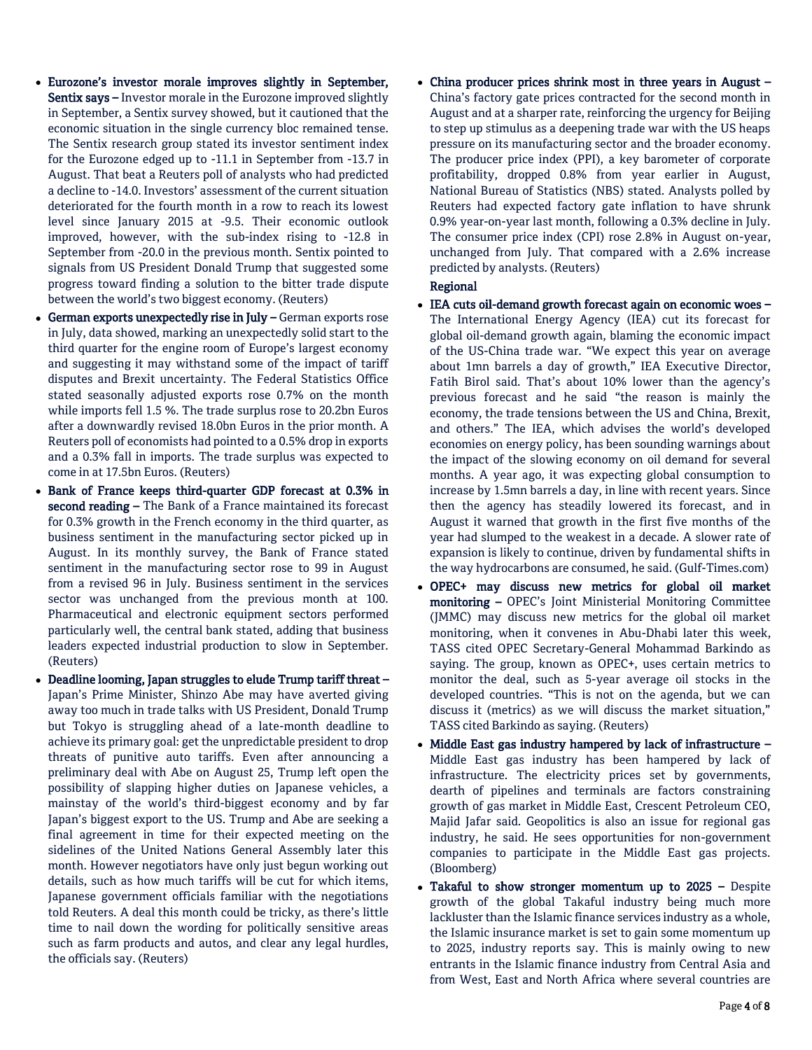- **Eurozone's investor morale improves slightly in September, Sentix says –** Investor morale in the Eurozone improved slightly in September, a Sentix survey showed, but it cautioned that the economic situation in the single currency bloc remained tense. The Sentix research group stated its investor sentiment index for the Eurozone edged up to -11.1 in September from -13.7 in August. That beat a Reuters poll of analysts who had predicted a decline to -14.0. Investors' assessment of the current situation deteriorated for the fourth month in a row to reach its lowest level since January 2015 at -9.5. Their economic outlook improved, however, with the sub-index rising to -12.8 in September from -20.0 in the previous month. Sentix pointed to signals from US President Donald Trump that suggested some progress toward finding a solution to the bitter trade dispute between the world's two biggest economy. (Reuters)
- **German exports unexpectedly rise in July –** German exports rose in July, data showed, marking an unexpectedly solid start to the third quarter for the engine room of Europe's largest economy and suggesting it may withstand some of the impact of tariff disputes and Brexit uncertainty. The Federal Statistics Office stated seasonally adjusted exports rose 0.7% on the month while imports fell 1.5 %. The trade surplus rose to 20.2bn Euros after a downwardly revised 18.0bn Euros in the prior month. A Reuters poll of economists had pointed to a 0.5% drop in exports and a 0.3% fall in imports. The trade surplus was expected to come in at 17.5bn Euros. (Reuters)
- **Bank of France keeps third-quarter GDP forecast at 0.3% in second reading –** The Bank of a France maintained its forecast for 0.3% growth in the French economy in the third quarter, as business sentiment in the manufacturing sector picked up in August. In its monthly survey, the Bank of France stated sentiment in the manufacturing sector rose to 99 in August from a revised 96 in July. Business sentiment in the services sector was unchanged from the previous month at 100. Pharmaceutical and electronic equipment sectors performed particularly well, the central bank stated, adding that business leaders expected industrial production to slow in September. (Reuters)
- **Deadline looming, Japan struggles to elude Trump tariff threat –** Japan's Prime Minister, Shinzo Abe may have averted giving away too much in trade talks with US President, Donald Trump but Tokyo is struggling ahead of a late-month deadline to achieve its primary goal: get the unpredictable president to drop threats of punitive auto tariffs. Even after announcing a preliminary deal with Abe on August 25, Trump left open the possibility of slapping higher duties on Japanese vehicles, a mainstay of the world's third-biggest economy and by far Japan's biggest export to the US. Trump and Abe are seeking a final agreement in time for their expected meeting on the sidelines of the United Nations General Assembly later this month. However negotiators have only just begun working out details, such as how much tariffs will be cut for which items, Japanese government officials familiar with the negotiations told Reuters. A deal this month could be tricky, as there's little time to nail down the wording for politically sensitive areas such as farm products and autos, and clear any legal hurdles, the officials say. (Reuters)
- **China producer prices shrink most in three years in August –** China's factory gate prices contracted for the second month in August and at a sharper rate, reinforcing the urgency for Beijing to step up stimulus as a deepening trade war with the US heaps pressure on its manufacturing sector and the broader economy. The producer price index (PPI), a key barometer of corporate profitability, dropped 0.8% from year earlier in August, National Bureau of Statistics (NBS) stated. Analysts polled by Reuters had expected factory gate inflation to have shrunk 0.9% year-on-year last month, following a 0.3% decline in July. The consumer price index (CPI) rose 2.8% in August on-year, unchanged from July. That compared with a 2.6% increase predicted by analysts. (Reuters)

**Regional**

- **IEA cuts oil-demand growth forecast again on economic woes –** The International Energy Agency (IEA) cut its forecast for global oil-demand growth again, blaming the economic impact of the US-China trade war. "We expect this year on average about 1mn barrels a day of growth," IEA Executive Director, Fatih Birol said. That's about 10% lower than the agency's previous forecast and he said "the reason is mainly the economy, the trade tensions between the US and China, Brexit, and others." The IEA, which advises the world's developed economies on energy policy, has been sounding warnings about the impact of the slowing economy on oil demand for several months. A year ago, it was expecting global consumption to increase by 1.5mn barrels a day, in line with recent years. Since then the agency has steadily lowered its forecast, and in August it warned that growth in the first five months of the year had slumped to the weakest in a decade. A slower rate of expansion is likely to continue, driven by fundamental shifts in the way hydrocarbons are consumed, he said. (Gulf-Times.com)
- **OPEC+ may discuss new metrics for global oil market monitoring –** OPEC's Joint Ministerial Monitoring Committee (JMMC) may discuss new metrics for the global oil market monitoring, when it convenes in Abu-Dhabi later this week, TASS cited OPEC Secretary-General Mohammad Barkindo as saying. The group, known as OPEC+, uses certain metrics to monitor the deal, such as 5-year average oil stocks in the developed countries. "This is not on the agenda, but we can discuss it (metrics) as we will discuss the market situation," TASS cited Barkindo as saying. (Reuters)
- **Middle East gas industry hampered by lack of infrastructure –** Middle East gas industry has been hampered by lack of infrastructure. The electricity prices set by governments, dearth of pipelines and terminals are factors constraining growth of gas market in Middle East, Crescent Petroleum CEO, Majid Jafar said. Geopolitics is also an issue for regional gas industry, he said. He sees opportunities for non-government companies to participate in the Middle East gas projects. (Bloomberg)
- **Takaful to show stronger momentum up to 2025 –** Despite growth of the global Takaful industry being much more lackluster than the Islamic finance services industry as a whole, the Islamic insurance market is set to gain some momentum up to 2025, industry reports say. This is mainly owing to new entrants in the Islamic finance industry from Central Asia and from West, East and North Africa where several countries are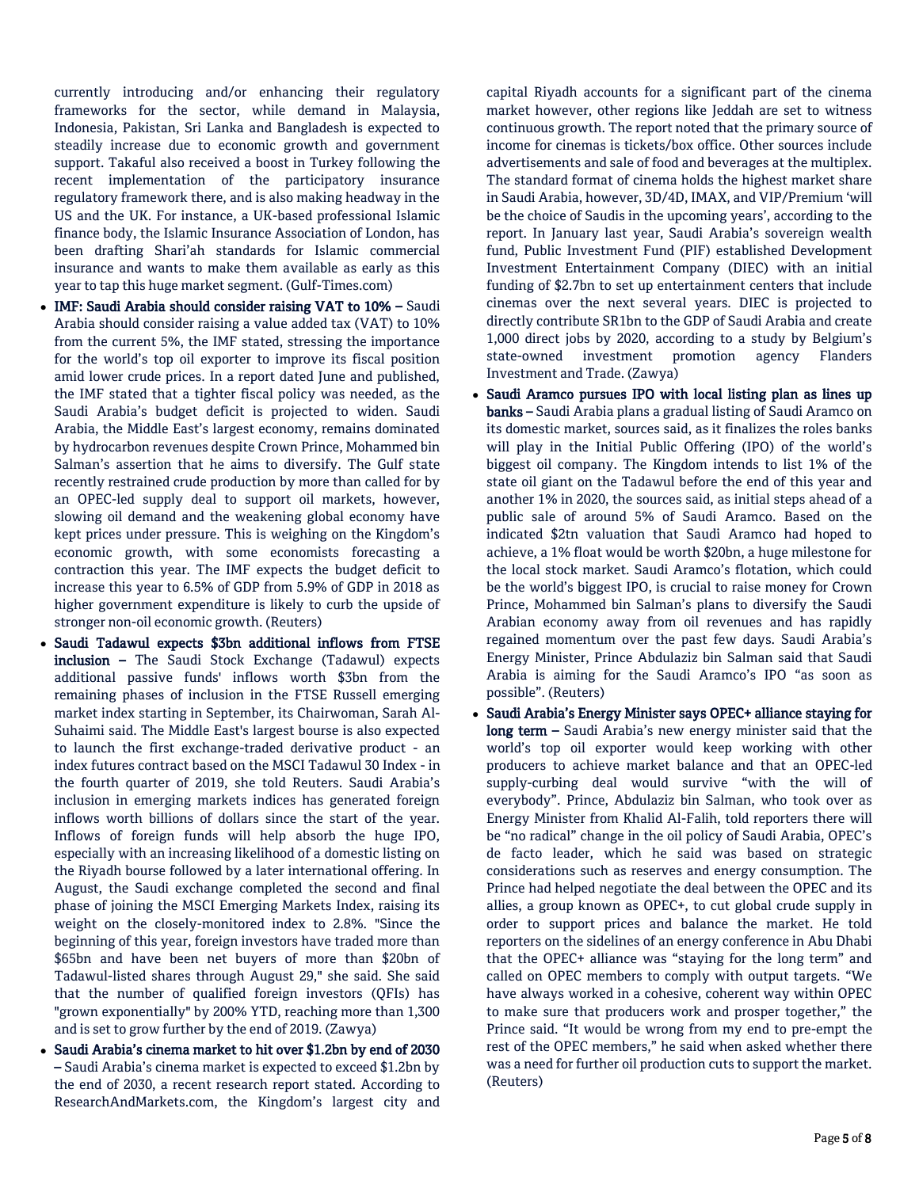currently introducing and/or enhancing their regulatory frameworks for the sector, while demand in Malaysia, Indonesia, Pakistan, Sri Lanka and Bangladesh is expected to steadily increase due to economic growth and government support. Takaful also received a boost in Turkey following the recent implementation of the participatory insurance regulatory framework there, and is also making headway in the US and the UK. For instance, a UK-based professional Islamic finance body, the Islamic Insurance Association of London, has been drafting Shari'ah standards for Islamic commercial insurance and wants to make them available as early as this year to tap this huge market segment. (Gulf-Times.com)

- **IMF: Saudi Arabia should consider raising VAT to 10% –** Saudi Arabia should consider raising a value added tax (VAT) to 10% from the current 5%, the IMF stated, stressing the importance for the world's top oil exporter to improve its fiscal position amid lower crude prices. In a report dated June and published, the IMF stated that a tighter fiscal policy was needed, as the Saudi Arabia's budget deficit is projected to widen. Saudi Arabia, the Middle East's largest economy, remains dominated by hydrocarbon revenues despite Crown Prince, Mohammed bin Salman's assertion that he aims to diversify. The Gulf state recently restrained crude production by more than called for by an OPEC-led supply deal to support oil markets, however, slowing oil demand and the weakening global economy have kept prices under pressure. This is weighing on the Kingdom's economic growth, with some economists forecasting a contraction this year. The IMF expects the budget deficit to increase this year to 6.5% of GDP from 5.9% of GDP in 2018 as higher government expenditure is likely to curb the upside of stronger non-oil economic growth. (Reuters)
- **Saudi Tadawul expects $3bn additional inflows from FTSE inclusion –** The Saudi Stock Exchange (Tadawul) expects additional passive funds' inflows worth $3bn from the remaining phases of inclusion in the FTSE Russell emerging market index starting in September, its Chairwoman, Sarah Al-Suhaimi said. The Middle East's largest bourse is also expected to launch the first exchange-traded derivative product - an index futures contract based on the MSCI Tadawul 30 Index - in the fourth quarter of 2019, she told Reuters. Saudi Arabia's inclusion in emerging markets indices has generated foreign inflows worth billions of dollars since the start of the year. Inflows of foreign funds will help absorb the huge IPO, especially with an increasing likelihood of a domestic listing on the Riyadh bourse followed by a later international offering. In August, the Saudi exchange completed the second and final phase of joining the MSCI Emerging Markets Index, raising its weight on the closely-monitored index to 2.8%. "Since the beginning of this year, foreign investors have traded more than $65bn and have been net buyers of more than $20bn of Tadawul-listed shares through August 29," she said. She said that the number of qualified foreign investors (QFIs) has "grown exponentially" by 200% YTD, reaching more than 1,300 and is set to grow further by the end of 2019. (Zawya)
- **Saudi Arabia's cinema market to hit over $1.2bn by end of 2030 –** Saudi Arabia's cinema market is expected to exceed $1.2bn by the end of 2030, a recent research report stated. According to ResearchAndMarkets.com, the Kingdom's largest city and capital Riyadh accounts for a significant part of the cinema market however, other regions like Jeddah are set to witness continuous growth. The report noted that the primary source of income for cinemas is tickets/box office. Other sources include advertisements and sale of food and beverages at the multiplex. The standard format of cinema holds the highest market share in Saudi Arabia, however, 3D/4D, IMAX, and VIP/Premium 'will be the choice of Saudis in the upcoming years', according to the report. In January last year, Saudi Arabia's sovereign wealth fund, Public Investment Fund (PIF) established Development Investment Entertainment Company (DIEC) with an initial funding of $2.7bn to set up entertainment centers that include cinemas over the next several years. DIEC is projected to directly contribute SR1bn to the GDP of Saudi Arabia and create 1,000 direct jobs by 2020, according to a study by Belgium's state-owned investment promotion agency Flanders Investment and Trade. (Zawya)
- **Saudi Aramco pursues IPO with local listing plan as lines up banks –** Saudi Arabia plans a gradual listing of Saudi Aramco on its domestic market, sources said, as it finalizes the roles banks will play in the Initial Public Offering (IPO) of the world's biggest oil company. The Kingdom intends to list 1% of the state oil giant on the Tadawul before the end of this year and another 1% in 2020, the sources said, as initial steps ahead of a public sale of around 5% of Saudi Aramco. Based on the indicated $2tn valuation that Saudi Aramco had hoped to achieve, a 1% float would be worth $20bn, a huge milestone for the local stock market. Saudi Aramco's flotation, which could be the world's biggest IPO, is crucial to raise money for Crown Prince, Mohammed bin Salman's plans to diversify the Saudi Arabian economy away from oil revenues and has rapidly regained momentum over the past few days. Saudi Arabia's Energy Minister, Prince Abdulaziz bin Salman said that Saudi Arabia is aiming for the Saudi Aramco's IPO "as soon as possible". (Reuters)
- **Saudi Arabia's Energy Minister says OPEC+ alliance staying for long term –** Saudi Arabia's new energy minister said that the world's top oil exporter would keep working with other producers to achieve market balance and that an OPEC-led supply-curbing deal would survive "with the will of everybody". Prince, Abdulaziz bin Salman, who took over as Energy Minister from Khalid Al-Falih, told reporters there will be "no radical" change in the oil policy of Saudi Arabia, OPEC's de facto leader, which he said was based on strategic considerations such as reserves and energy consumption. The Prince had helped negotiate the deal between the OPEC and its allies, a group known as OPEC+, to cut global crude supply in order to support prices and balance the market. He told reporters on the sidelines of an energy conference in Abu Dhabi that the OPEC+ alliance was "staying for the long term" and called on OPEC members to comply with output targets. "We have always worked in a cohesive, coherent way within OPEC to make sure that producers work and prosper together," the Prince said. "It would be wrong from my end to pre-empt the rest of the OPEC members," he said when asked whether there was a need for further oil production cuts to support the market. (Reuters)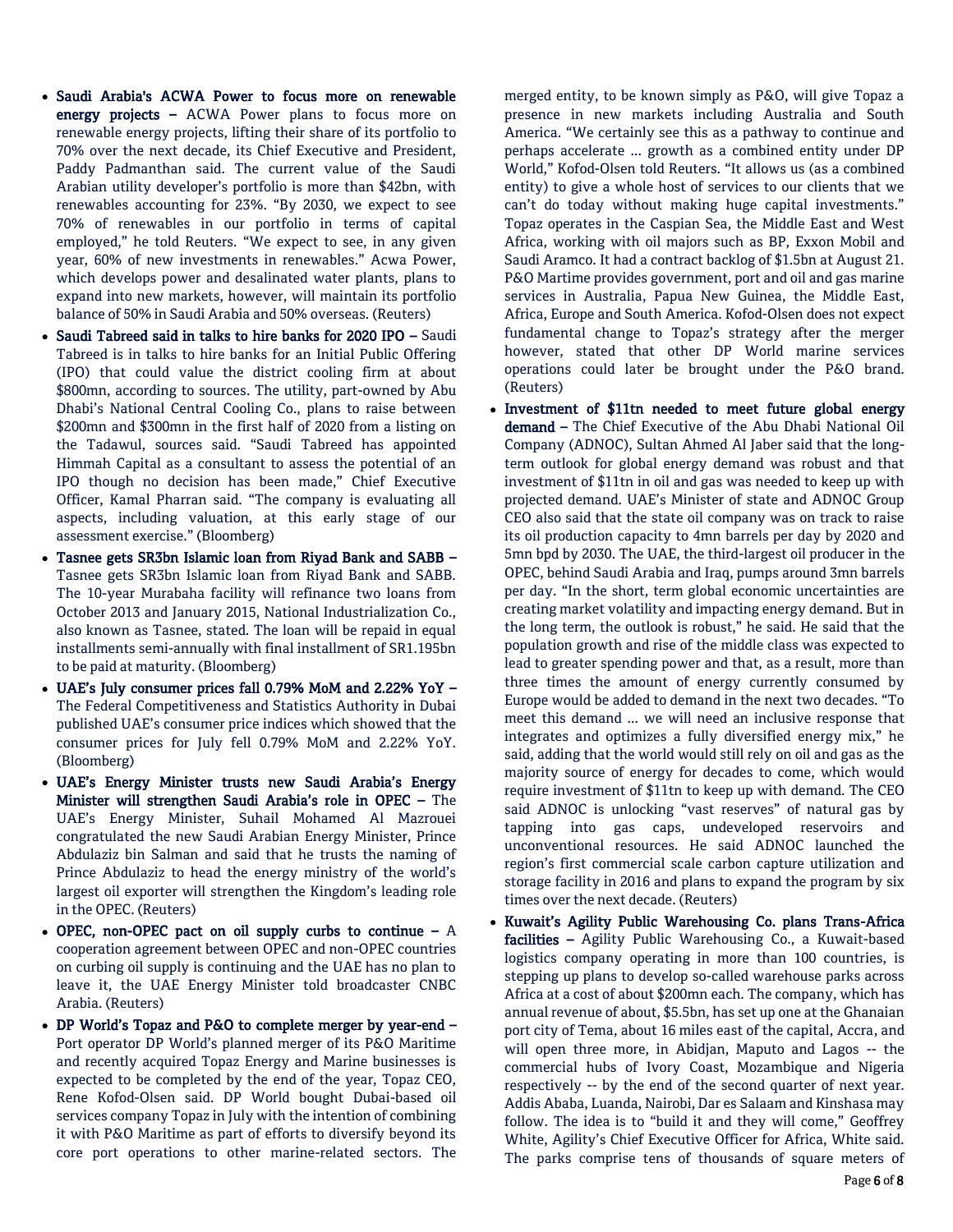- **Saudi Arabia's ACWA Power to focus more on renewable energy projects –** ACWA Power plans to focus more on renewable energy projects, lifting their share of its portfolio to 70% over the next decade, its Chief Executive and President, Paddy Padmanthan said. The current value of the Saudi Arabian utility developer's portfolio is more than $42bn, with renewables accounting for 23%. "By 2030, we expect to see 70% of renewables in our portfolio in terms of capital employed," he told Reuters. "We expect to see, in any given year, 60% of new investments in renewables." Acwa Power, which develops power and desalinated water plants, plans to expand into new markets, however, will maintain its portfolio balance of 50% in Saudi Arabia and 50% overseas. (Reuters)
- **Saudi Tabreed said in talks to hire banks for 2020 IPO –** Saudi Tabreed is in talks to hire banks for an Initial Public Offering (IPO) that could value the district cooling firm at about $800mn, according to sources. The utility, part-owned by Abu Dhabi's National Central Cooling Co., plans to raise between $200mn and $300mn in the first half of 2020 from a listing on the Tadawul, sources said. "Saudi Tabreed has appointed Himmah Capital as a consultant to assess the potential of an IPO though no decision has been made," Chief Executive Officer, Kamal Pharran said. "The company is evaluating all aspects, including valuation, at this early stage of our assessment exercise." (Bloomberg)
- **Tasnee gets SR3bn Islamic loan from Riyad Bank and SABB –** Tasnee gets SR3bn Islamic loan from Riyad Bank and SABB. The 10-year Murabaha facility will refinance two loans from October 2013 and January 2015, National Industrialization Co., also known as Tasnee, stated. The loan will be repaid in equal installments semi-annually with final installment of SR1.195bn to be paid at maturity. (Bloomberg)
- **UAE's July consumer prices fall 0.79% MoM and 2.22% YoY –** The Federal Competitiveness and Statistics Authority in Dubai published UAE's consumer price indices which showed that the consumer prices for July fell 0.79% MoM and 2.22% YoY. (Bloomberg)
- **UAE's Energy Minister trusts new Saudi Arabia's Energy Minister will strengthen Saudi Arabia's role in OPEC –** The UAE's Energy Minister, Suhail Mohamed Al Mazrouei congratulated the new Saudi Arabian Energy Minister, Prince Abdulaziz bin Salman and said that he trusts the naming of Prince Abdulaziz to head the energy ministry of the world's largest oil exporter will strengthen the Kingdom's leading role in the OPEC. (Reuters)
- **OPEC, non-OPEC pact on oil supply curbs to continue –** A cooperation agreement between OPEC and non-OPEC countries on curbing oil supply is continuing and the UAE has no plan to leave it, the UAE Energy Minister told broadcaster CNBC Arabia. (Reuters)
- **DP World's Topaz and P&O to complete merger by year-end –** Port operator DP World's planned merger of its P&O Maritime and recently acquired Topaz Energy and Marine businesses is expected to be completed by the end of the year, Topaz CEO, Rene Kofod-Olsen said. DP World bought Dubai-based oil services company Topaz in July with the intention of combining it with P&O Maritime as part of efforts to diversify beyond its core port operations to other marine-related sectors. The merged entity, to be known simply as P&O, will give Topaz a presence in new markets including Australia and South America. "We certainly see this as a pathway to continue and perhaps accelerate … growth as a combined entity under DP World," Kofod-Olsen told Reuters. "It allows us (as a combined entity) to give a whole host of services to our clients that we can't do today without making huge capital investments." Topaz operates in the Caspian Sea, the Middle East and West Africa, working with oil majors such as BP, Exxon Mobil and Saudi Aramco. It had a contract backlog of $1.5bn at August 21. P&O Martime provides government, port and oil and gas marine services in Australia, Papua New Guinea, the Middle East, Africa, Europe and South America. Kofod-Olsen does not expect fundamental change to Topaz's strategy after the merger however, stated that other DP World marine services operations could later be brought under the P&O brand. (Reuters)
- **Investment of $11tn needed to meet future global energy demand –** The Chief Executive of the Abu Dhabi National Oil Company (ADNOC), Sultan Ahmed Al Jaber said that the long-term outlook for global energy demand was robust and that investment of $11tn in oil and gas was needed to keep up with projected demand. UAE's Minister of state and ADNOC Group CEO also said that the state oil company was on track to raise its oil production capacity to 4mn barrels per day by 2020 and 5mn bpd by 2030. The UAE, the third-largest oil producer in the OPEC, behind Saudi Arabia and Iraq, pumps around 3mn barrels per day. "In the short, term global economic uncertainties are creating market volatility and impacting energy demand. But in the long term, the outlook is robust," he said. He said that the population growth and rise of the middle class was expected to lead to greater spending power and that, as a result, more than three times the amount of energy currently consumed by Europe would be added to demand in the next two decades. "To meet this demand … we will need an inclusive response that integrates and optimizes a fully diversified energy mix," he said, adding that the world would still rely on oil and gas as the majority source of energy for decades to come, which would require investment of $11tn to keep up with demand. The CEO said ADNOC is unlocking "vast reserves" of natural gas by tapping into gas caps, undeveloped reservoirs and unconventional resources. He said ADNOC launched the region's first commercial scale carbon capture utilization and storage facility in 2016 and plans to expand the program by six times over the next decade. (Reuters)
- **Kuwait's Agility Public Warehousing Co. plans Trans-Africa facilities –** Agility Public Warehousing Co., a Kuwait-based logistics company operating in more than 100 countries, is stepping up plans to develop so-called warehouse parks across Africa at a cost of about $200mn each. The company, which has annual revenue of about, $5.5bn, has set up one at the Ghanaian port city of Tema, about 16 miles east of the capital, Accra, and will open three more, in Abidjan, Maputo and Lagos -- the commercial hubs of Ivory Coast, Mozambique and Nigeria respectively -- by the end of the second quarter of next year. Addis Ababa, Luanda, Nairobi, Dar es Salaam and Kinshasa may follow. The idea is to "build it and they will come," Geoffrey White, Agility's Chief Executive Officer for Africa, White said. The parks comprise tens of thousands of square meters of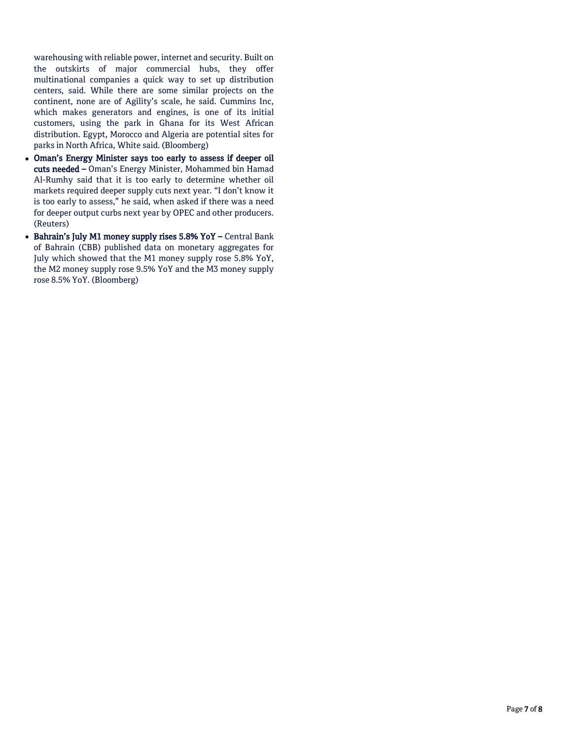warehousing with reliable power, internet and security. Built on the outskirts of major commercial hubs, they offer multinational companies a quick way to set up distribution centers, said. While there are some similar projects on the continent, none are of Agility's scale, he said. Cummins Inc, which makes generators and engines, is one of its initial customers, using the park in Ghana for its West African distribution. Egypt, Morocco and Algeria are potential sites for parks in North Africa, White said. (Bloomberg)

- **Oman's Energy Minister says too early to assess if deeper oil cuts needed –** Oman's Energy Minister, Mohammed bin Hamad Al-Rumhy said that it is too early to determine whether oil markets required deeper supply cuts next year. "I don't know it is too early to assess," he said, when asked if there was a need for deeper output curbs next year by OPEC and other producers. (Reuters)
- **Bahrain's July M1 money supply rises 5.8% YoY –** Central Bank of Bahrain (CBB) published data on monetary aggregates for July which showed that the M1 money supply rose 5.8% YoY, the M2 money supply rose 9.5% YoY and the M3 money supply rose 8.5% YoY. (Bloomberg)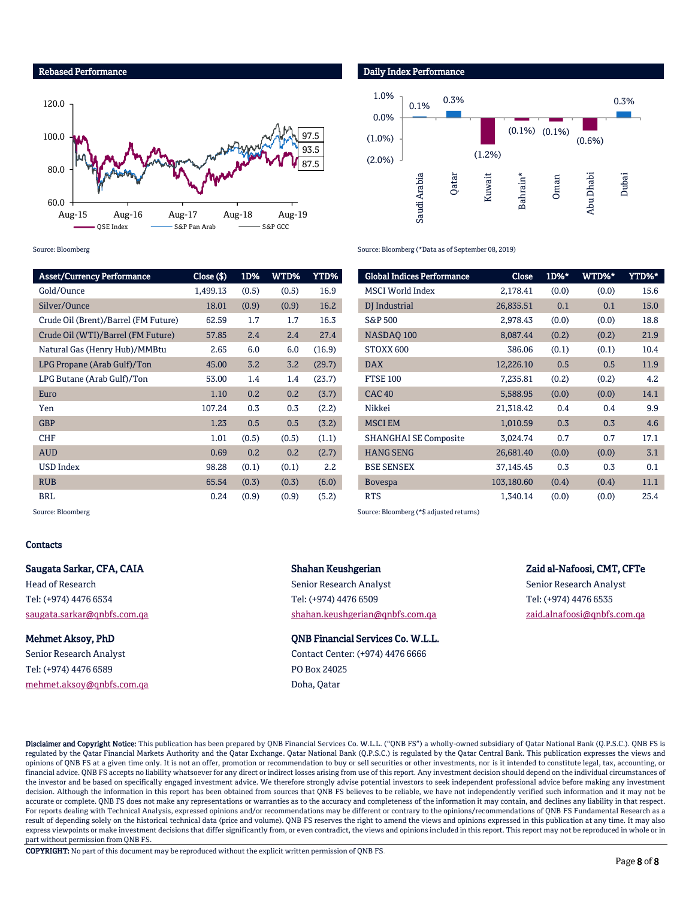### Rebased Performance

120.0
100.0
80.0
60.0
Aug-15
Aug-16
Aug-17
Aug-18
Aug-19
97.5
93.5
87.5
QSE Index
S&P Pan Arab
S&P GCC

Source: Bloomberg

### Daily Index Performance

1.0%
0.0%
(1.0%)
(2.0%)
0.1%
0.3%
(1.2%)
(0.1%)
(0.1%)
(0.6%)
0.3%
Saudi Arabia
Qatar
Kuwait
Bahrain*
Oman
Abu Dhabi
Dubai

Source: Bloomberg (*Data as of September 08, 2019)

| Asset/Currency Performance | Close ($) | 1D% | WTD% | YTD% |
|---|---|---|---|---|
| Gold/Ounce | 1,499.13 | (0.5) | (0.5) | 16.9 |
| Silver/Ounce | 18.01 | (0.9) | (0.9) | 16.2 |
| Crude Oil (Brent)/Barrel (FM Future) | 62.59 | 1.7 | 1.7 | 16.3 |
| Crude Oil (WTI)/Barrel (FM Future) | 57.85 | 2.4 | 2.4 | 27.4 |
| Natural Gas (Henry Hub)/MMBtu | 2.65 | 6.0 | 6.0 | (16.9) |
| LPG Propane (Arab Gulf)/Ton | 45.00 | 3.2 | 3.2 | (29.7) |
| LPG Butane (Arab Gulf)/Ton | 53.00 | 1.4 | 1.4 | (23.7) |
| Euro | 1.10 | 0.2 | 0.2 | (3.7) |
| Yen | 107.24 | 0.3 | 0.3 | (2.2) |
| GBP | 1.23 | 0.5 | 0.5 | (3.2) |
| CHF | 1.01 | (0.5) | (0.5) | (1.1) |
| AUD | 0.69 | 0.2 | 0.2 | (2.7) |
| USD Index | 98.28 | (0.1) | (0.1) | 2.2 |
| RUB | 65.54 | (0.3) | (0.3) | (6.0) |
| BRL | 0.24 | (0.9) | (0.9) | (5.2) |

Source: Bloomberg

| Global Indices Performance | Close | 1D%* | WTD%* | YTD%* |
|---|---|---|---|---|
| MSCI World Index | 2,178.41 | (0.0) | (0.0) | 15.6 |
| DJ Industrial | 26,835.51 | 0.1 | 0.1 | 15.0 |
| S&P 500 | 2,978.43 | (0.0) | (0.0) | 18.8 |
| NASDAQ 100 | 8,087.44 | (0.2) | (0.2) | 21.9 |
| STOXX 600 | 386.06 | (0.1) | (0.1) | 10.4 |
| DAX | 12,226.10 | 0.5 | 0.5 | 11.9 |
| FTSE 100 | 7,235.81 | (0.2) | (0.2) | 4.2 |
| CAC 40 | 5,588.95 | (0.0) | (0.0) | 14.1 |
| Nikkei | 21,318.42 | 0.4 | 0.4 | 9.9 |
| MSCI EM | 1,010.59 | 0.3 | 0.3 | 4.6 |
| SHANGHAI SE Composite | 3,024.74 | 0.7 | 0.7 | 17.1 |
| HANG SENG | 26,681.40 | (0.0) | (0.0) | 3.1 |
| BSE SENSEX | 37,145.45 | 0.3 | 0.3 | 0.1 |
| Bovespa | 103,180.60 | (0.4) | (0.4) | 11.1 |
| RTS | 1,340.14 | (0.0) | (0.0) | 25.4 |

Source: Bloomberg (*$ adjusted returns)

### Contacts

**Saugata Sarkar, CFA, CAIA**
Head of Research
Tel: (+974) 4476 6534
saugata.sarkar@qnbfs.com.qa

**Shahan Keushgerian**
Senior Research Analyst
Tel: (+974) 4476 6509
shahan.keushgerian@qnbfs.com.qa

**Zaid al-Nafoosi, CMT, CFTe**
Senior Research Analyst
Tel: (+974) 4476 6535
zaid.alnafoosi@qnbfs.com.qa

**Mehmet Aksoy, PhD**
Senior Research Analyst
Tel: (+974) 4476 6589
mehmet.aksoy@qnbfs.com.qa

**QNB Financial Services Co. W.L.L.**
Contact Center: (+974) 4476 6666
PO Box 24025
Doha, Qatar

**Disclaimer and Copyright Notice:** This publication has been prepared by QNB Financial Services Co. W.L.L. ("QNB FS") a wholly-owned subsidiary of Qatar National Bank (Q.P.S.C.). QNB FS is regulated by the Qatar Financial Markets Authority and the Qatar Exchange. Qatar National Bank (Q.P.S.C.) is regulated by the Qatar Central Bank. This publication expresses the views and opinions of QNB FS at a given time only. It is not an offer, promotion or recommendation to buy or sell securities or other investments, nor is it intended to constitute legal, tax, accounting, or financial advice. QNB FS accepts no liability whatsoever for any direct or indirect losses arising from use of this report. Any investment decision should depend on the individual circumstances of the investor and be based on specifically engaged investment advice. We therefore strongly advise potential investors to seek independent professional advice before making any investment decision. Although the information in this report has been obtained from sources that QNB FS believes to be reliable, we have not independently verified such information and it may not be accurate or complete. QNB FS does not make any representations or warranties as to the accuracy and completeness of the information it may contain, and declines any liability in that respect. For reports dealing with Technical Analysis, expressed opinions and/or recommendations may be different or contrary to the opinions/recommendations of QNB FS Fundamental Research as a result of depending solely on the historical technical data (price and volume). QNB FS reserves the right to amend the views and opinions expressed in this publication at any time. It may also express viewpoints or make investment decisions that differ significantly from, or even contradict, the views and opinions included in this report. This report may not be reproduced in whole or in part without permission from QNB FS.

**COPYRIGHT:** No part of this document may be reproduced without the explicit permission of QNB FS